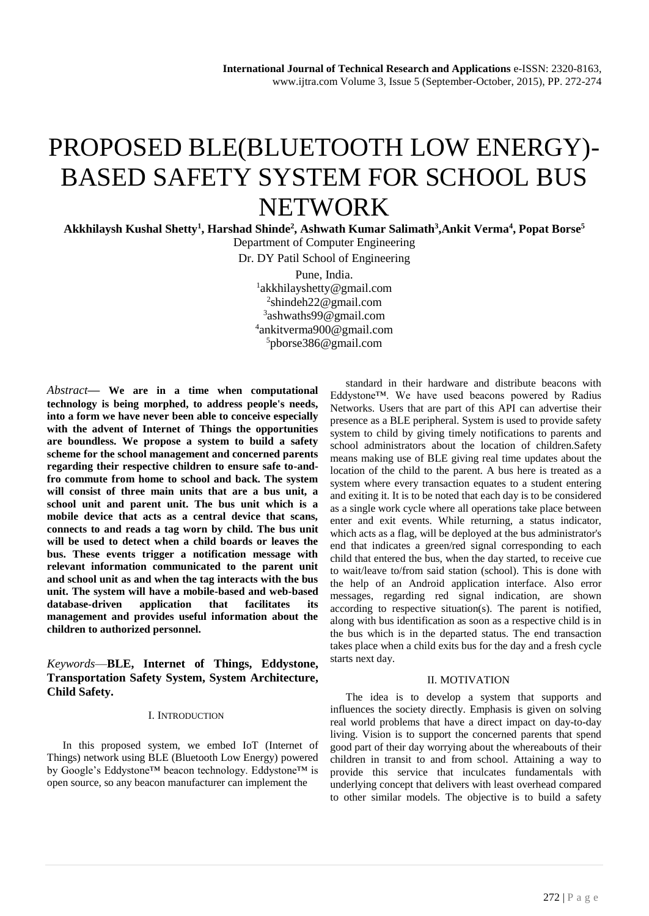# PROPOSED BLE(BLUETOOTH LOW ENERGY)-BASED SAFETY SYSTEM FOR SCHOOL BUS NETWORK

**Akkhilaysh Kushal Shetty[1], Harshad Shinde[2], Ashwath Kumar Salimath[3], Ankit Verma[4], Popat Borse[5]**

Department of Computer Engineering

Dr. DY Patil School of Engineering

Pune, India.

[1]akkhilayshetty@gmail.com

[2]shindeh22@gmail.com

[3]ashwaths99@gmail.com

[4]ankitverma900@gmail.com

[5]pborse386@gmail.com

*Abstract*— **We are in a time when computational technology is being morphed, to address people's needs, into a form we have never been able to conceive especially with the advent of Internet of Things the opportunities are boundless. We propose a system to build a safety scheme for the school management and concerned parents regarding their respective children to ensure safe to-and-fro commute from home to school and back. The system will consist of three main units that are a bus unit, a school unit and parent unit. The bus unit which is a mobile device that acts as a central device that scans, connects to and reads a tag worn by child. The bus unit will be used to detect when a child boards or leaves the bus. These events trigger a notification message with relevant information communicated to the parent unit and school unit as and when the tag interacts with the bus unit. The system will have a mobile-based and web-based database-driven application that facilitates its management and provides useful information about the children to authorized personnel.**

*Keywords*—**BLE, Internet of Things, Eddystone, Transportation Safety System, System Architecture, Child Safety.**

## I. Introduction

In this proposed system, we embed IoT (Internet of Things) network using BLE (Bluetooth Low Energy) powered by Google's Eddystone™ beacon technology. Eddystone™ is open source, so any beacon manufacturer can implement the standard in their hardware and distribute beacons with Eddystone™. We have used beacons powered by Radius Networks. Users that are part of this API can advertise their presence as a BLE peripheral. System is used to provide safety system to child by giving timely notifications to parents and school administrators about the location of children.Safety means making use of BLE giving real time updates about the location of the child to the parent. A bus here is treated as a system where every transaction equates to a student entering and exiting it. It is to be noted that each day is to be considered as a single work cycle where all operations take place between enter and exit events. While returning, a status indicator, which acts as a flag, will be deployed at the bus administrator's end that indicates a green/red signal corresponding to each child that entered the bus, when the day started, to receive cue to wait/leave to/from said station (school). This is done with the help of an Android application interface. Also error messages, regarding red signal indication, are shown according to respective situation(s). The parent is notified, along with bus identification as soon as a respective child is in the bus which is in the departed status. The end transaction takes place when a child exits bus for the day and a fresh cycle starts next day.

## II. Motivation

The idea is to develop a system that supports and influences the society directly. Emphasis is given on solving real world problems that have a direct impact on day-to-day living. Vision is to support the concerned parents that spend good part of their day worrying about the whereabouts of their children in transit to and from school. Attaining a way to provide this service that inculcates fundamentals with underlying concept that delivers with least overhead compared to other similar models. The objective is to build a safety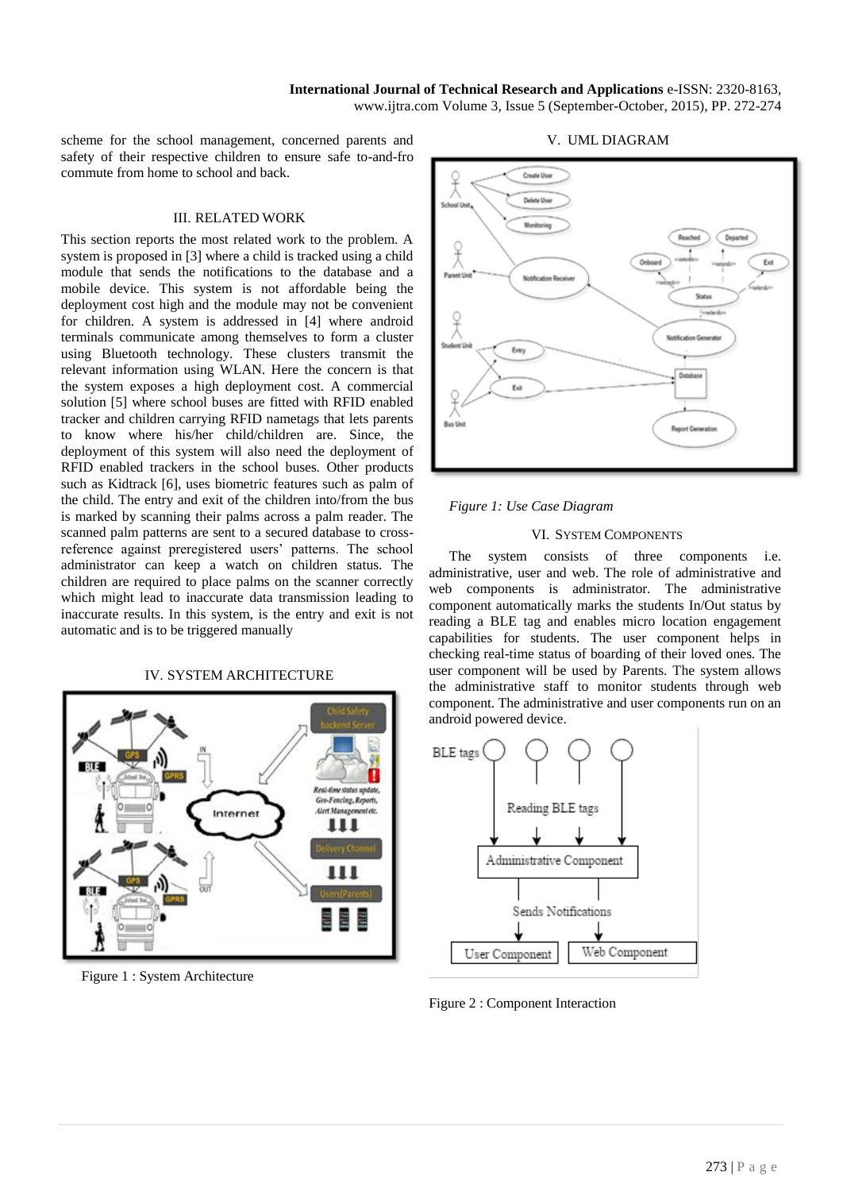scheme for the school management, concerned parents and safety of their respective children to ensure safe to-and-fro commute from home to school and back.

## III. RELATED WORK

This section reports the most related work to the problem. A system is proposed in [3] where a child is tracked using a child module that sends the notifications to the database and a mobile device. This system is not affordable being the deployment cost high and the module may not be convenient for children. A system is addressed in [4] where android terminals communicate among themselves to form a cluster using Bluetooth technology. These clusters transmit the relevant information using WLAN. Here the concern is that the system exposes a high deployment cost. A commercial solution [5] where school buses are fitted with RFID enabled tracker and children carrying RFID nametags that lets parents to know where his/her child/children are. Since, the deployment of this system will also need the deployment of RFID enabled trackers in the school buses. Other products such as Kidtrack [6], uses biometric features such as palm of the child. The entry and exit of the children into/from the bus is marked by scanning their palms across a palm reader. The scanned palm patterns are sent to a secured database to cross-reference against preregistered users' patterns. The school administrator can keep a watch on children status. The children are required to place palms on the scanner correctly which might lead to inaccurate data transmission leading to inaccurate results. In this system, is the entry and exit is not automatic and is to be triggered manually

## IV. SYSTEM ARCHITECTURE

Figure 1 : System Architecture

## V. UML DIAGRAM

*Figure 1: Use Case Diagram*

## VI. System Components

The system consists of three components i.e. administrative, user and web. The role of administrative and web components is administrator. The administrative component automatically marks the students In/Out status by reading a BLE tag and enables micro location engagement capabilities for students. The user component helps in checking real-time status of boarding of their loved ones. The user component will be used by Parents. The system allows the administrative staff to monitor students through web component. The administrative and user components run on an android powered device.

Figure 2 : Component Interaction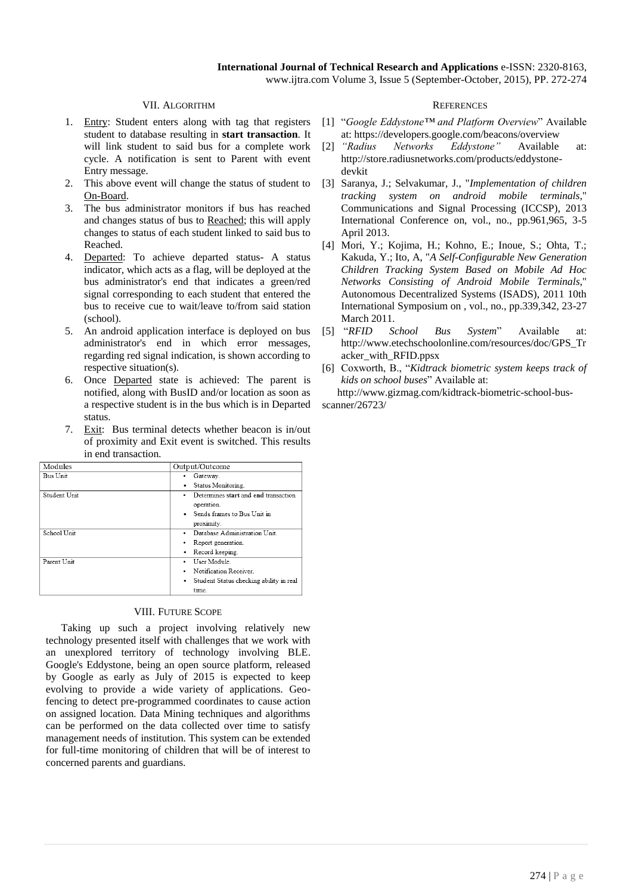## VII. Algorithm

1. Entry: Student enters along with tag that registers student to database resulting in **start transaction**. It will link student to said bus for a complete work cycle. A notification is sent to Parent with event Entry message.
2. This above event will change the status of student to On-Board.
3. The bus administrator monitors if bus has reached and changes status of bus to Reached; this will apply changes to status of each student linked to said bus to Reached.
4. Departed: To achieve departed status- A status indicator, which acts as a flag, will be deployed at the bus administrator's end that indicates a green/red signal corresponding to each student that entered the bus to receive cue to wait/leave to/from said station (school).
5. An android application interface is deployed on bus administrator's end in which error messages, regarding red signal indication, is shown according to respective situation(s).
6. Once Departed state is achieved: The parent is notified, along with BusID and/or location as soon as a respective student is in the bus which is in Departed status.
7. Exit: Bus terminal detects whether beacon is in/out of proximity and Exit event is switched. This results in end transaction.

| Modules | Output/Outcome |
|---|---|
| Bus Unit | • Gateway.<br>• Status Monitoring. |
| Student Unit | • Determines **start** and **end** transaction operation.<br>• Sends frames to Bus Unit in proximity. |
| School Unit | • Database Administration Unit.<br>• Report generation.<br>• Record keeping. |
| Parent Unit | • User Module.<br>• Notification Receiver.<br>• Student Status checking ability in real time. |

## VIII. Future Scope

Taking up such a project involving relatively new technology presented itself with challenges that we work with an unexplored territory of technology involving BLE. Google's Eddystone, being an open source platform, released by Google as early as July of 2015 is expected to keep evolving to provide a wide variety of applications. Geo-fencing to detect pre-programmed coordinates to cause action on assigned location. Data Mining techniques and algorithms can be performed on the data collected over time to satisfy management needs of institution. This system can be extended for full-time monitoring of children that will be of interest to concerned parents and guardians.

## References

[1] "*Google Eddystone™ and Platform Overview*" Available at: https://developers.google.com/beacons/overview

[2] *"Radius Networks Eddystone"* Available at: http://store.radiusnetworks.com/products/eddystone-devkit

[3] Saranya, J.; Selvakumar, J., "*Implementation of children tracking system on android mobile terminals*," Communications and Signal Processing (ICCSP), 2013 International Conference on, vol., no., pp.961,965, 3-5 April 2013.

[4] Mori, Y.; Kojima, H.; Kohno, E.; Inoue, S.; Ohta, T.; Kakuda, Y.; Ito, A, "*A Self-Configurable New Generation Children Tracking System Based on Mobile Ad Hoc Networks Consisting of Android Mobile Terminals*," Autonomous Decentralized Systems (ISADS), 2011 10th International Symposium on , vol., no., pp.339,342, 23-27 March 2011.

[5] "*RFID School Bus System*" Available at: http://www.etechschoolonline.com/resources/doc/GPS_Tracker_with_RFID.ppsx

[6] Coxworth, B., "*Kidtrack biometric system keeps track of kids on school buses*" Available at: http://www.gizmag.com/kidtrack-biometric-school-bus-scanner/26723/